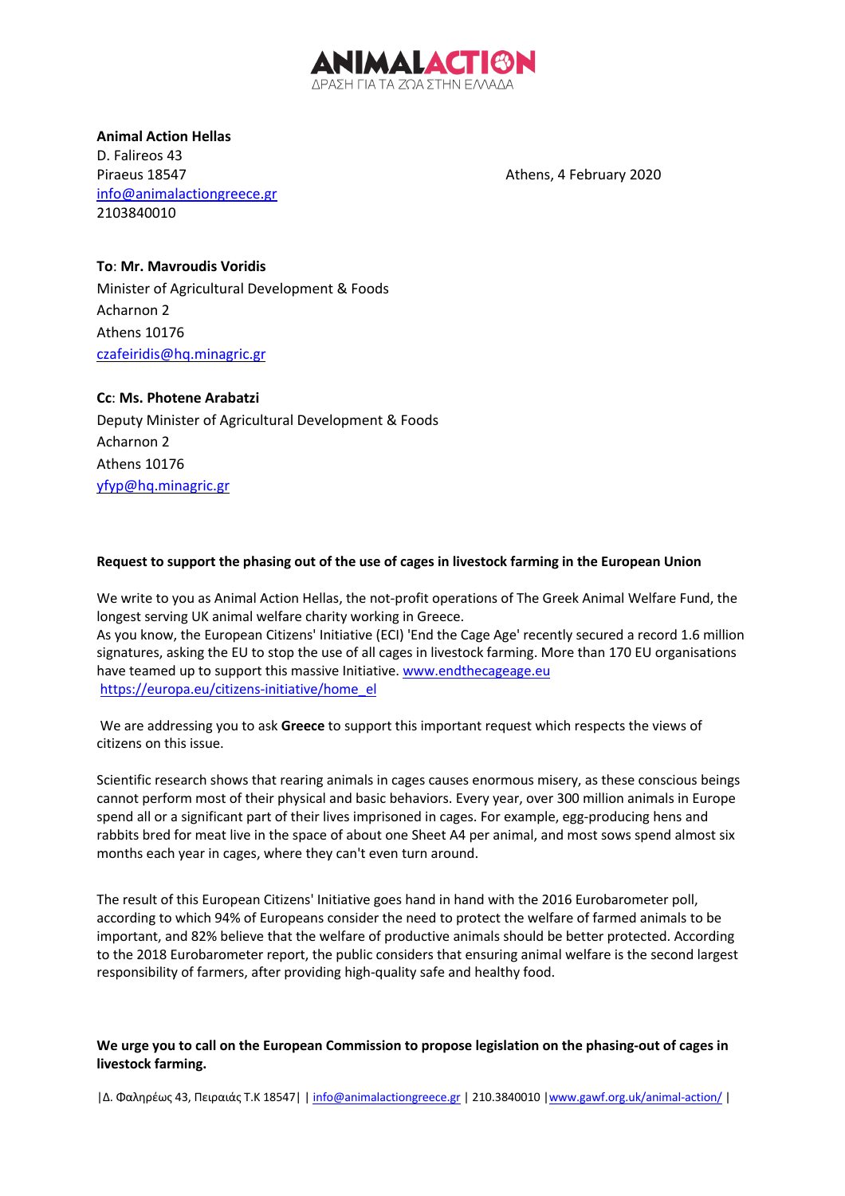**ANIMALACTION**
ΔΡΑΣΗ ΓΙΑ ΤΑ ΖΩΑ ΣΤΗΝ ΕΛΛΑΔΑ

**Animal Action Hellas**
D. Falireos 43
Piraeus 18547
info@animalactiongreece.gr
2103840010

Athens, 4 February 2020

**To**: **Mr. Mavroudis Voridis**
Minister of Agricultural Development & Foods
Acharnon 2
Athens 10176
czafeiridis@hq.minagric.gr

**Cc**: **Ms. Photene Arabatzi**
Deputy Minister of Agricultural Development & Foods
Acharnon 2
Athens 10176
yfyp@hq.minagric.gr

**Request to support the phasing out of the use of cages in livestock farming in the European Union**

We write to you as Animal Action Hellas, the not-profit operations of The Greek Animal Welfare Fund, the longest serving UK animal welfare charity working in Greece.
As you know, the European Citizens' Initiative (ECI) 'End the Cage Age' recently secured a record 1.6 million signatures, asking the EU to stop the use of all cages in livestock farming. More than 170 EU organisations have teamed up to support this massive Initiative. www.endthecageage.eu
https://europa.eu/citizens-initiative/home_el

We are addressing you to ask **Greece** to support this important request which respects the views of citizens on this issue.

Scientific research shows that rearing animals in cages causes enormous misery, as these conscious beings cannot perform most of their physical and basic behaviors. Every year, over 300 million animals in Europe spend all or a significant part of their lives imprisoned in cages. For example, egg-producing hens and rabbits bred for meat live in the space of about one Sheet A4 per animal, and most sows spend almost six months each year in cages, where they can't even turn around.

The result of this European Citizens' Initiative goes hand in hand with the 2016 Eurobarometer poll, according to which 94% of Europeans consider the need to protect the welfare of farmed animals to be important, and 82% believe that the welfare of productive animals should be better protected. According to the 2018 Eurobarometer report, the public considers that ensuring animal welfare is the second largest responsibility of farmers, after providing high-quality safe and healthy food.

**We urge you to call on the European Commission to propose legislation on the phasing-out of cages in livestock farming.**

|Δ. Φαληρέως 43, Πειραιάς Τ.Κ 18547| | info@animalactiongreece.gr | 210.3840010 |www.gawf.org.uk/animal-action/ |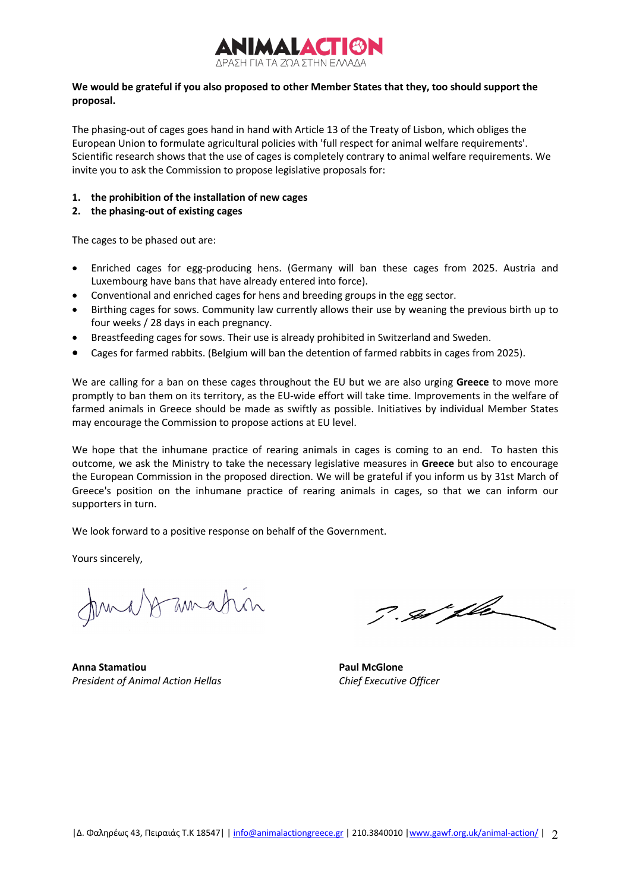**We would be grateful if you also proposed to other Member States that they, too should support the proposal.**

The phasing-out of cages goes hand in hand with Article 13 of the Treaty of Lisbon, which obliges the European Union to formulate agricultural policies with 'full respect for animal welfare requirements'. Scientific research shows that the use of cages is completely contrary to animal welfare requirements. We invite you to ask the Commission to propose legislative proposals for:

1. **the prohibition of the installation of new cages**
2. **the phasing-out of existing cages**

The cages to be phased out are:

- Enriched cages for egg-producing hens. (Germany will ban these cages from 2025. Austria and Luxembourg have bans that have already entered into force).
- Conventional and enriched cages for hens and breeding groups in the egg sector.
- Birthing cages for sows. Community law currently allows their use by weaning the previous birth up to four weeks / 28 days in each pregnancy.
- Breastfeeding cages for sows. Their use is already prohibited in Switzerland and Sweden.
- Cages for farmed rabbits. (Belgium will ban the detention of farmed rabbits in cages from 2025).

We are calling for a ban on these cages throughout the EU but we are also urging **Greece** to move more promptly to ban them on its territory, as the EU-wide effort will take time. Improvements in the welfare of farmed animals in Greece should be made as swiftly as possible. Initiatives by individual Member States may encourage the Commission to propose actions at EU level.

We hope that the inhumane practice of rearing animals in cages is coming to an end. To hasten this outcome, we ask the Ministry to take the necessary legislative measures in **Greece** but also to encourage the European Commission in the proposed direction. We will be grateful if you inform us by 31st March of Greece's position on the inhumane practice of rearing animals in cages, so that we can inform our supporters in turn.

We look forward to a positive response on behalf of the Government.

Yours sincerely,

**Anna Stamatiou**
*President of Animal Action Hellas*

**Paul McGlone**
*Chief Executive Officer*

|Δ. Φαληρέως 43, Πειραιάς Τ.Κ 18547| | info@animalactiongreece.gr | 210.3840010 |www.gawf.org.uk/animal-action/ |